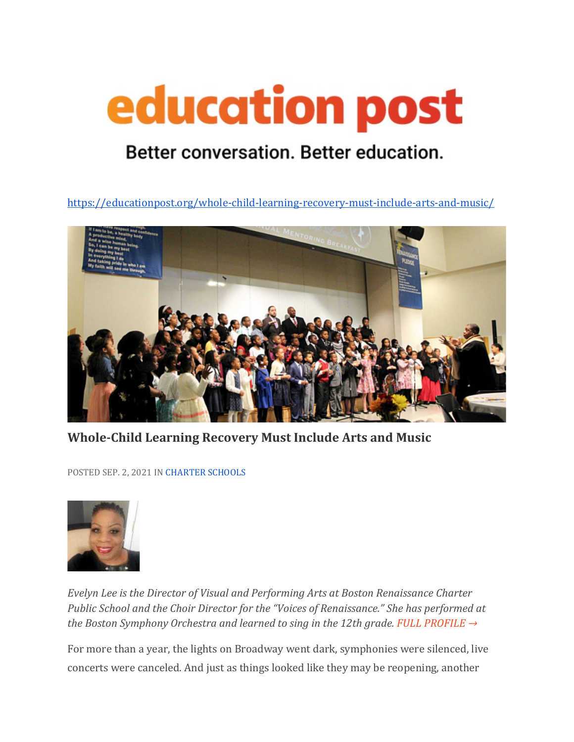# education post

Better conversation. Better education.

https://educationpost.org/whole-child-learning-recovery-must-include-arts-and-music/

## Whole-Child Learning Recovery Must Include Arts and Music

POSTED SEP. 2, 2021 IN CHARTER SCHOOLS

*Evelyn Lee is the Director of Visual and Performing Arts at Boston Renaissance Charter Public School and the Choir Director for the "Voices of Renaissance." She has performed at the Boston Symphony Orchestra and learned to sing in the 12th grade. FULL PROFILE →*

For more than a year, the lights on Broadway went dark, symphonies were silenced, live concerts were canceled. And just as things looked like they may be reopening, another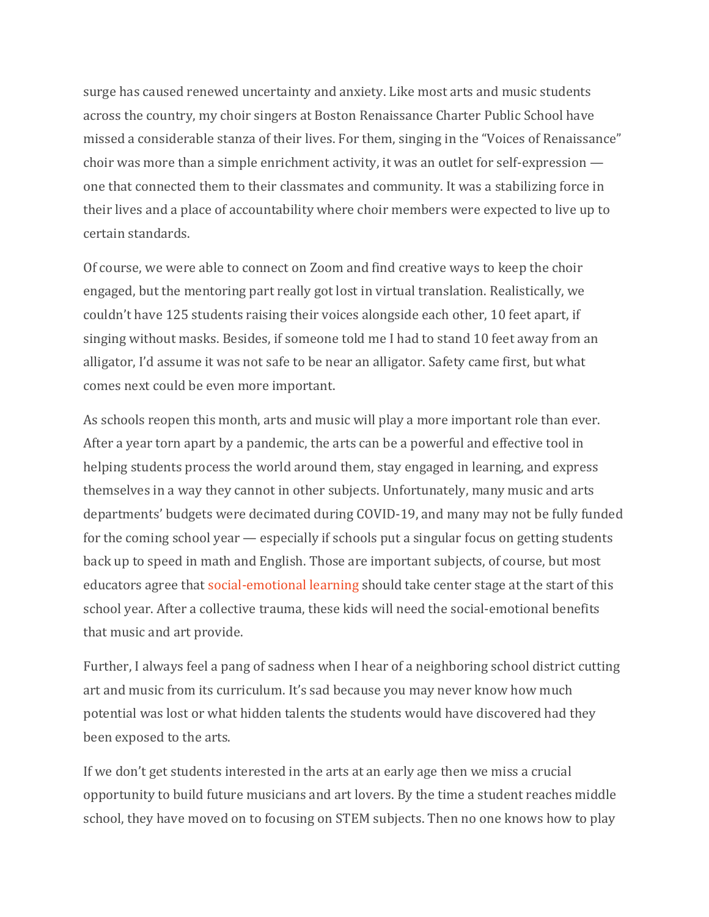surge has caused renewed uncertainty and anxiety. Like most arts and music students across the country, my choir singers at Boston Renaissance Charter Public School have missed a considerable stanza of their lives. For them, singing in the "Voices of Renaissance" choir was more than a simple enrichment activity, it was an outlet for self-expression — one that connected them to their classmates and community. It was a stabilizing force in their lives and a place of accountability where choir members were expected to live up to certain standards.

Of course, we were able to connect on Zoom and find creative ways to keep the choir engaged, but the mentoring part really got lost in virtual translation. Realistically, we couldn't have 125 students raising their voices alongside each other, 10 feet apart, if singing without masks. Besides, if someone told me I had to stand 10 feet away from an alligator, I'd assume it was not safe to be near an alligator. Safety came first, but what comes next could be even more important.

As schools reopen this month, arts and music will play a more important role than ever. After a year torn apart by a pandemic, the arts can be a powerful and effective tool in helping students process the world around them, stay engaged in learning, and express themselves in a way they cannot in other subjects. Unfortunately, many music and arts departments' budgets were decimated during COVID-19, and many may not be fully funded for the coming school year — especially if schools put a singular focus on getting students back up to speed in math and English. Those are important subjects, of course, but most educators agree that social-emotional learning should take center stage at the start of this school year. After a collective trauma, these kids will need the social-emotional benefits that music and art provide.

Further, I always feel a pang of sadness when I hear of a neighboring school district cutting art and music from its curriculum. It's sad because you may never know how much potential was lost or what hidden talents the students would have discovered had they been exposed to the arts.

If we don't get students interested in the arts at an early age then we miss a crucial opportunity to build future musicians and art lovers. By the time a student reaches middle school, they have moved on to focusing on STEM subjects. Then no one knows how to play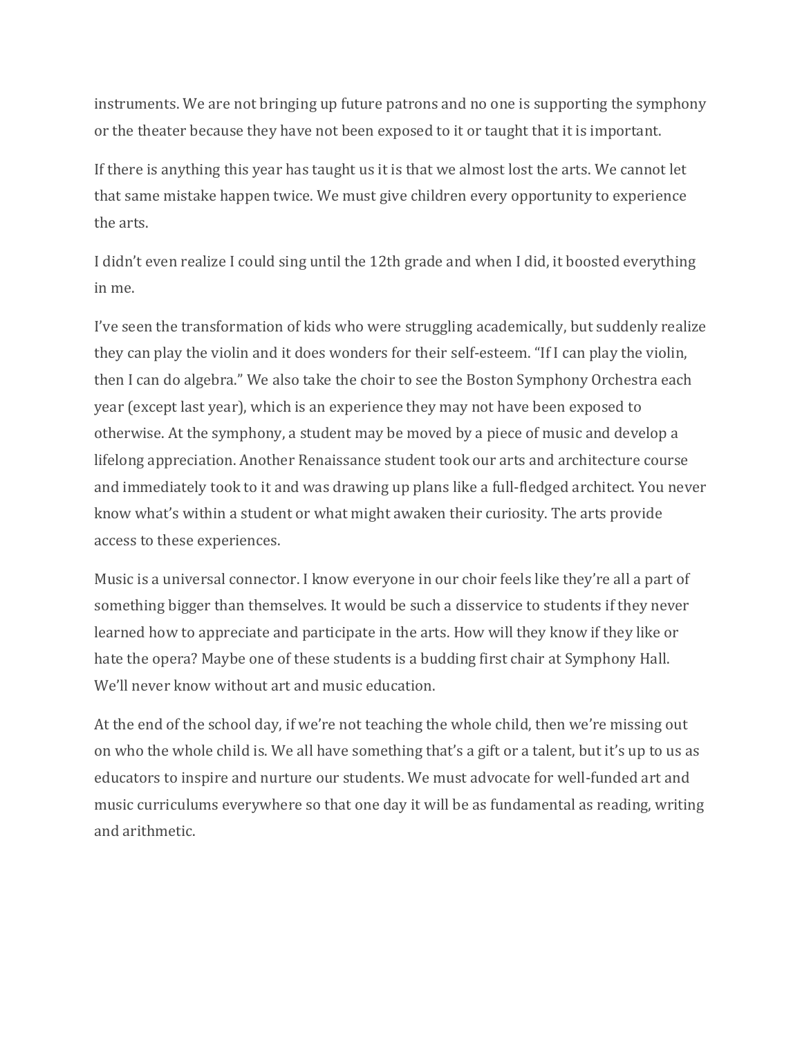instruments. We are not bringing up future patrons and no one is supporting the symphony or the theater because they have not been exposed to it or taught that it is important.

If there is anything this year has taught us it is that we almost lost the arts. We cannot let that same mistake happen twice. We must give children every opportunity to experience the arts.

I didn't even realize I could sing until the 12th grade and when I did, it boosted everything in me.

I've seen the transformation of kids who were struggling academically, but suddenly realize they can play the violin and it does wonders for their self-esteem. "If I can play the violin, then I can do algebra." We also take the choir to see the Boston Symphony Orchestra each year (except last year), which is an experience they may not have been exposed to otherwise. At the symphony, a student may be moved by a piece of music and develop a lifelong appreciation. Another Renaissance student took our arts and architecture course and immediately took to it and was drawing up plans like a full-fledged architect. You never know what's within a student or what might awaken their curiosity. The arts provide access to these experiences.

Music is a universal connector. I know everyone in our choir feels like they're all a part of something bigger than themselves. It would be such a disservice to students if they never learned how to appreciate and participate in the arts. How will they know if they like or hate the opera? Maybe one of these students is a budding first chair at Symphony Hall. We'll never know without art and music education.

At the end of the school day, if we're not teaching the whole child, then we're missing out on who the whole child is. We all have something that's a gift or a talent, but it's up to us as educators to inspire and nurture our students. We must advocate for well-funded art and music curriculums everywhere so that one day it will be as fundamental as reading, writing and arithmetic.